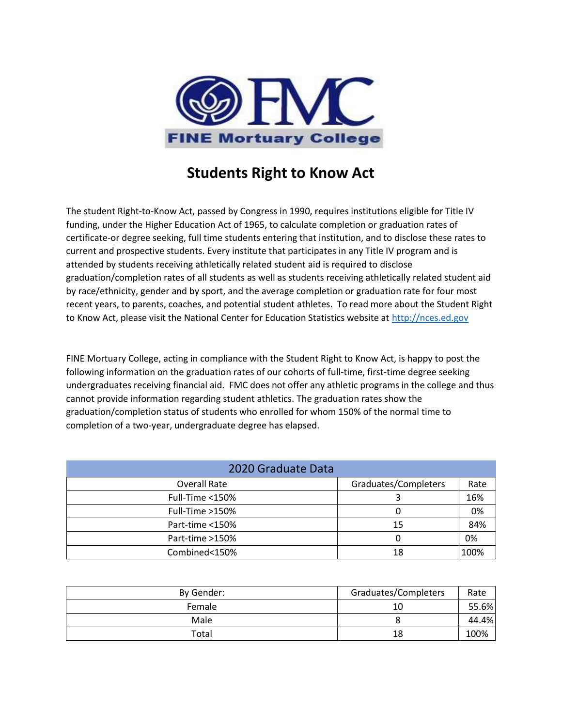FMC

FINE Mortuary College

# Students Right to Know Act

The student Right-to-Know Act, passed by Congress in 1990, requires institutions eligible for Title IV funding, under the Higher Education Act of 1965, to calculate completion or graduation rates of certificate-or degree seeking, full time students entering that institution, and to disclose these rates to current and prospective students. Every institute that participates in any Title IV program and is attended by students receiving athletically related student aid is required to disclose graduation/completion rates of all students as well as students receiving athletically related student aid by race/ethnicity, gender and by sport, and the average completion or graduation rate for four most recent years, to parents, coaches, and potential student athletes. To read more about the Student Right to Know Act, please visit the National Center for Education Statistics website at http://nces.ed.gov

FINE Mortuary College, acting in compliance with the Student Right to Know Act, is happy to post the following information on the graduation rates of our cohorts of full-time, first-time degree seeking undergraduates receiving financial aid. FMC does not offer any athletic programs in the college and thus cannot provide information regarding student athletics. The graduation rates show the graduation/completion status of students who enrolled for whom 150% of the normal time to completion of a two-year, undergraduate degree has elapsed.

| 2020 Graduate Data | | |
|---|---|---|
| Overall Rate | Graduates/Completers | Rate |
| Full-Time <150% | 3 | 16% |
| Full-Time >150% | 0 | 0% |
| Part-time <150% | 15 | 84% |
| Part-time >150% | 0 | 0% |
| Combined<150% | 18 | 100% |

| By Gender: | Graduates/Completers | Rate |
|---|---|---|
| Female | 10 | 55.6% |
| Male | 8 | 44.4% |
| Total | 18 | 100% |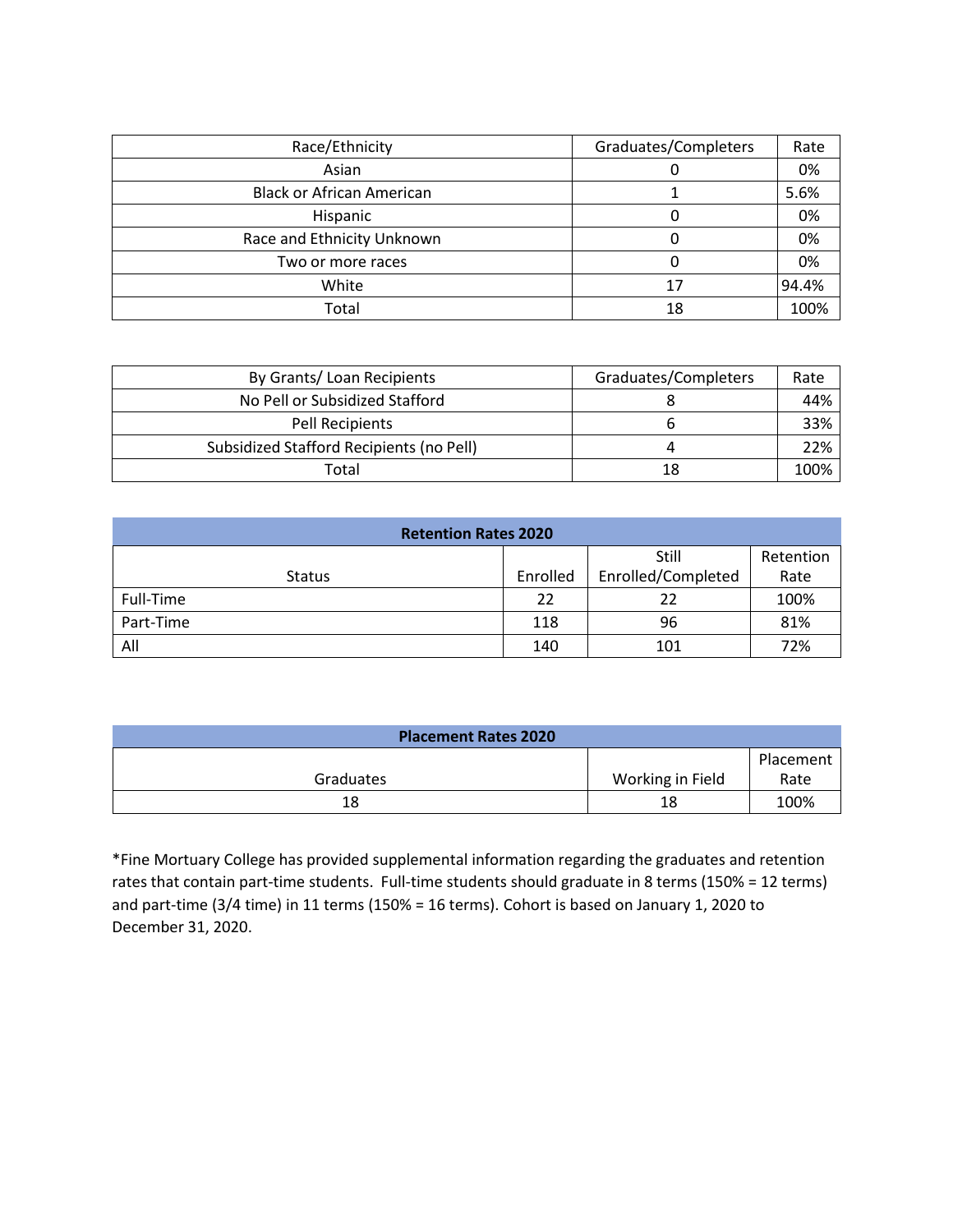| Race/Ethnicity | Graduates/Completers | Rate |
|---|---|---|
| Asian | 0 | 0% |
| Black or African American | 1 | 5.6% |
| Hispanic | 0 | 0% |
| Race and Ethnicity Unknown | 0 | 0% |
| Two or more races | 0 | 0% |
| White | 17 | 94.4% |
| Total | 18 | 100% |

| By Grants/ Loan Recipients | Graduates/Completers | Rate |
|---|---|---|
| No Pell or Subsidized Stafford | 8 | 44% |
| Pell Recipients | 6 | 33% |
| Subsidized Stafford Recipients (no Pell) | 4 | 22% |
| Total | 18 | 100% |

| **Retention Rates 2020** | | | |
|---|---|---|---|
| Status | Enrolled | Still Enrolled/Completed | Retention Rate |
| Full-Time | 22 | 22 | 100% |
| Part-Time | 118 | 96 | 81% |
| All | 140 | 101 | 72% |

| **Placement Rates 2020** | | |
|---|---|---|
| Graduates | Working in Field | Placement Rate |
| 18 | 18 | 100% |

*Fine Mortuary College has provided supplemental information regarding the graduates and retention rates that contain part-time students. Full-time students should graduate in 8 terms (150% = 12 terms) and part-time (3/4 time) in 11 terms (150% = 16 terms). Cohort is based on January 1, 2020 to December 31, 2020.